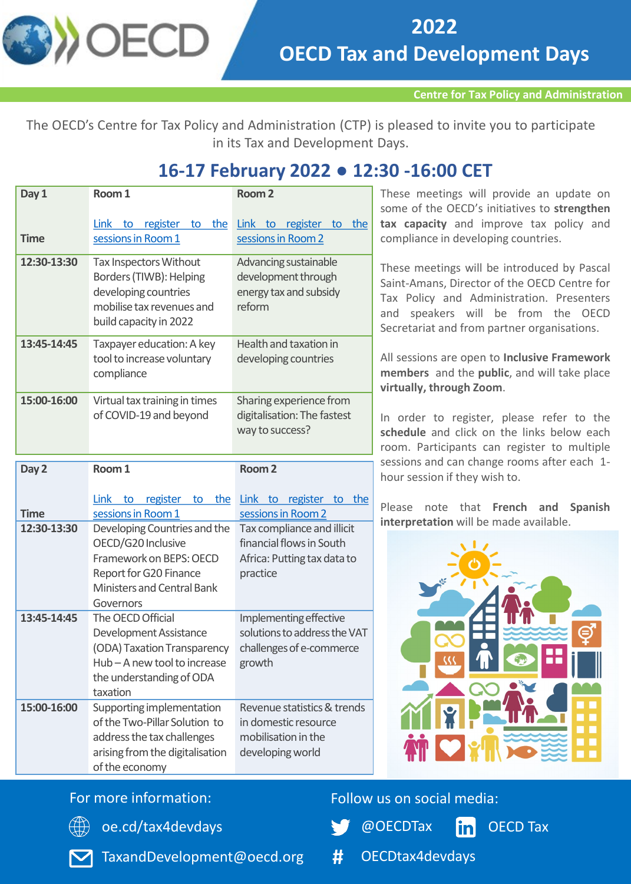# 2022 OECD Tax and Development Days

**Centre for Tax Policy and Administration**

The OECD's Centre for Tax Policy and Administration (CTP) is pleased to invite you to participate in its Tax and Development Days.

## 16-17 February 2022 ● 12:30 -16:00 CET

| Day 1<br><br>Time | Room 1<br><br>Link to register to the sessions in Room 1 | Room 2<br><br>Link to register to the sessions in Room 2 |
| --- | --- | --- |
| 12:30-13:30 | Tax Inspectors Without Borders (TIWB): Helping developing countries mobilise tax revenues and build capacity in 2022 | Advancing sustainable development through energy tax and subsidy reform |
| 13:45-14:45 | Taxpayer education: A key tool to increase voluntary compliance | Health and taxation in developing countries |
| 15:00-16:00 | Virtual tax training in times of COVID-19 and beyond | Sharing experience from digitalisation: The fastest way to success? |

| Day 2<br><br>Time | Room 1<br><br>Link to register to the sessions in Room 1 | Room 2<br><br>Link to register to the sessions in Room 2 |
| --- | --- | --- |
| 12:30-13:30 | Developing Countries and the OECD/G20 Inclusive Framework on BEPS: OECD Report for G20 Finance Ministers and Central Bank Governors | Tax compliance and illicit financial flows in South Africa: Putting tax data to practice |
| 13:45-14:45 | The OECD Official Development Assistance (ODA) Taxation Transparency Hub – A new tool to increase the understanding of ODA taxation | Implementing effective solutions to address the VAT challenges of e-commerce growth |
| 15:00-16:00 | Supporting implementation of the Two-Pillar Solution to address the tax challenges arising from the digitalisation of the economy | Revenue statistics & trends in domestic resource mobilisation in the developing world |

These meetings will provide an update on some of the OECD's initiatives to **strengthen tax capacity** and improve tax policy and compliance in developing countries.

These meetings will be introduced by Pascal Saint-Amans, Director of the OECD Centre for Tax Policy and Administration. Presenters and speakers will be from the OECD Secretariat and from partner organisations.

All sessions are open to **Inclusive Framework members** and the **public**, and will take place **virtually, through Zoom**.

In order to register, please refer to the **schedule** and click on the links below each room. Participants can register to multiple sessions and can change rooms after each 1-hour session if they wish to.

Please note that **French and Spanish interpretation** will be made available.

For more information:

- oe.cd/tax4devdays
- TaxandDevelopment@oecd.org

Follow us on social media:

- @OECDTax
- OECD Tax
- # OECDtax4devdays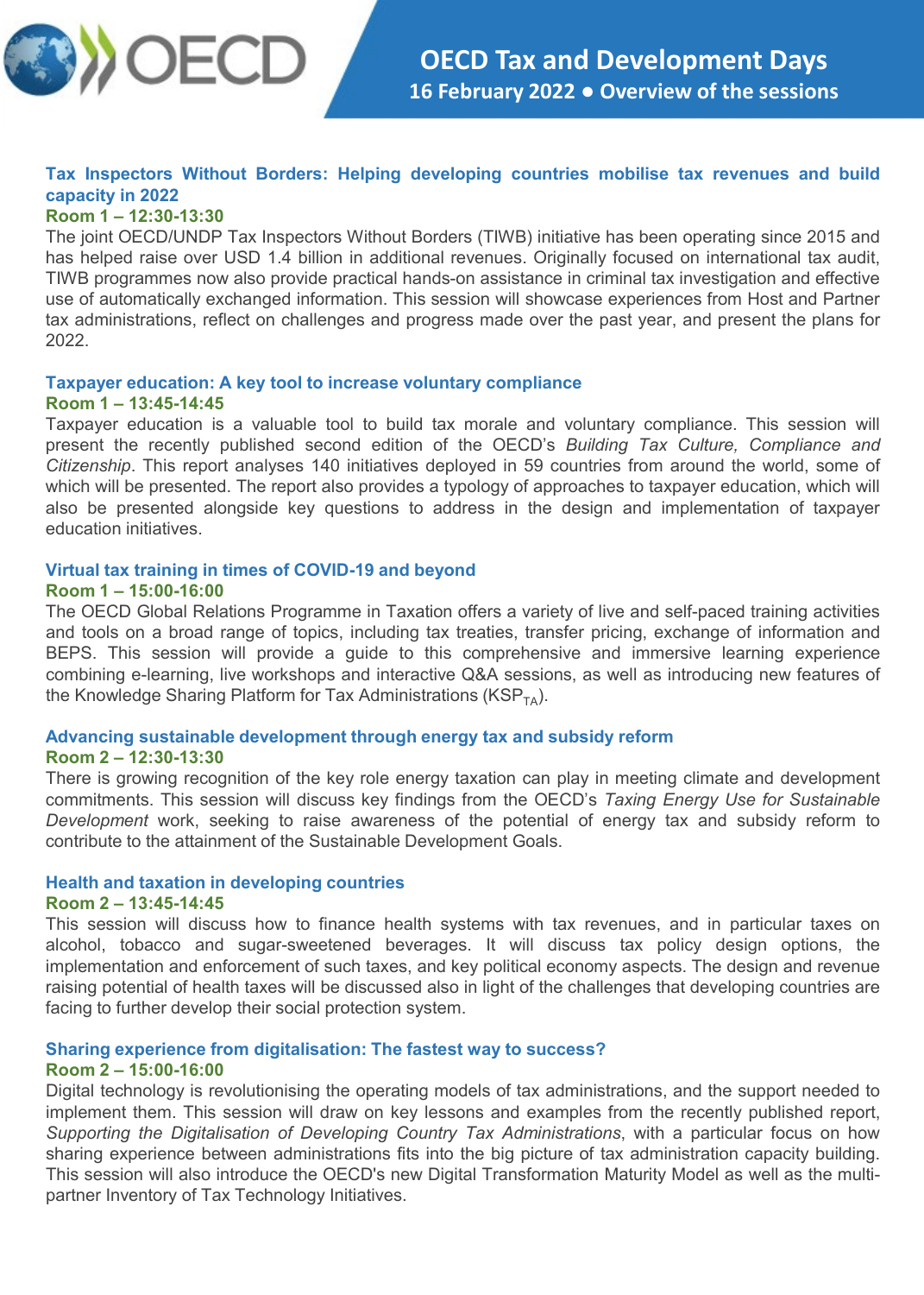# OECD Tax and Development Days

**16 February 2022 • Overview of the sessions**

### Tax Inspectors Without Borders: Helping developing countries mobilise tax revenues and build capacity in 2022

**Room 1 – 12:30-13:30**

The joint OECD/UNDP Tax Inspectors Without Borders (TIWB) initiative has been operating since 2015 and has helped raise over USD 1.4 billion in additional revenues. Originally focused on international tax audit, TIWB programmes now also provide practical hands-on assistance in criminal tax investigation and effective use of automatically exchanged information. This session will showcase experiences from Host and Partner tax administrations, reflect on challenges and progress made over the past year, and present the plans for 2022.

### Taxpayer education: A key tool to increase voluntary compliance

**Room 1 – 13:45-14:45**

Taxpayer education is a valuable tool to build tax morale and voluntary compliance. This session will present the recently published second edition of the OECD's *Building Tax Culture, Compliance and Citizenship*. This report analyses 140 initiatives deployed in 59 countries from around the world, some of which will be presented. The report also provides a typology of approaches to taxpayer education, which will also be presented alongside key questions to address in the design and implementation of taxpayer education initiatives.

### Virtual tax training in times of COVID-19 and beyond

**Room 1 – 15:00-16:00**

The OECD Global Relations Programme in Taxation offers a variety of live and self-paced training activities and tools on a broad range of topics, including tax treaties, transfer pricing, exchange of information and BEPS. This session will provide a guide to this comprehensive and immersive learning experience combining e-learning, live workshops and interactive Q&A sessions, as well as introducing new features of the Knowledge Sharing Platform for Tax Administrations ($KSP_{TA}$).

### Advancing sustainable development through energy tax and subsidy reform

**Room 2 – 12:30-13:30**

There is growing recognition of the key role energy taxation can play in meeting climate and development commitments. This session will discuss key findings from the OECD's *Taxing Energy Use for Sustainable Development* work, seeking to raise awareness of the potential of energy tax and subsidy reform to contribute to the attainment of the Sustainable Development Goals.

### Health and taxation in developing countries

**Room 2 – 13:45-14:45**

This session will discuss how to finance health systems with tax revenues, and in particular taxes on alcohol, tobacco and sugar-sweetened beverages. It will discuss tax policy design options, the implementation and enforcement of such taxes, and key political economy aspects. The design and revenue raising potential of health taxes will be discussed also in light of the challenges that developing countries are facing to further develop their social protection system.

### Sharing experience from digitalisation: The fastest way to success?

**Room 2 – 15:00-16:00**

Digital technology is revolutionising the operating models of tax administrations, and the support needed to implement them. This session will draw on key lessons and examples from the recently published report, *Supporting the Digitalisation of Developing Country Tax Administrations*, with a particular focus on how sharing experience between administrations fits into the big picture of tax administration capacity building. This session will also introduce the OECD's new Digital Transformation Maturity Model as well as the multi-partner Inventory of Tax Technology Initiatives.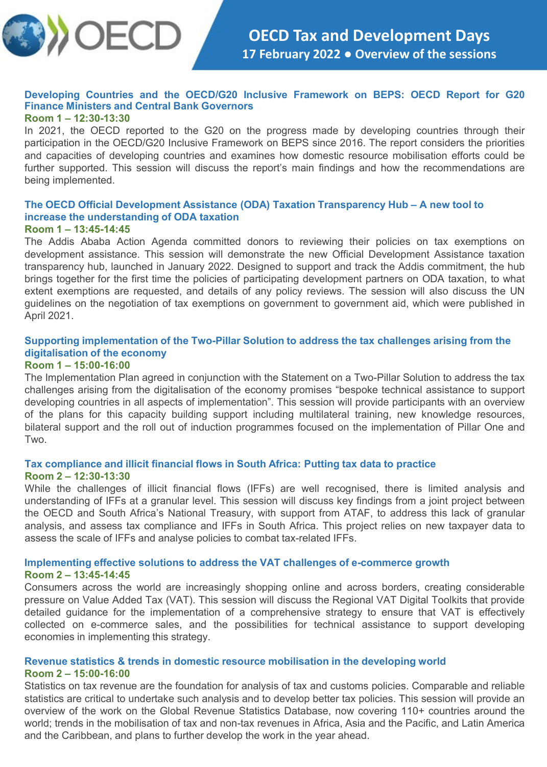# OECD Tax and Development Days

## 17 February 2022 ● Overview of the sessions

### Developing Countries and the OECD/G20 Inclusive Framework on BEPS: OECD Report for G20 Finance Ministers and Central Bank Governors

**Room 1 – 12:30-13:30**

In 2021, the OECD reported to the G20 on the progress made by developing countries through their participation in the OECD/G20 Inclusive Framework on BEPS since 2016. The report considers the priorities and capacities of developing countries and examines how domestic resource mobilisation efforts could be further supported. This session will discuss the report's main findings and how the recommendations are being implemented.

### The OECD Official Development Assistance (ODA) Taxation Transparency Hub – A new tool to increase the understanding of ODA taxation

**Room 1 – 13:45-14:45**

The Addis Ababa Action Agenda committed donors to reviewing their policies on tax exemptions on development assistance. This session will demonstrate the new Official Development Assistance taxation transparency hub, launched in January 2022. Designed to support and track the Addis commitment, the hub brings together for the first time the policies of participating development partners on ODA taxation, to what extent exemptions are requested, and details of any policy reviews. The session will also discuss the UN guidelines on the negotiation of tax exemptions on government to government aid, which were published in April 2021.

### Supporting implementation of the Two-Pillar Solution to address the tax challenges arising from the digitalisation of the economy

**Room 1 – 15:00-16:00**

The Implementation Plan agreed in conjunction with the Statement on a Two-Pillar Solution to address the tax challenges arising from the digitalisation of the economy promises "bespoke technical assistance to support developing countries in all aspects of implementation". This session will provide participants with an overview of the plans for this capacity building support including multilateral training, new knowledge resources, bilateral support and the roll out of induction programmes focused on the implementation of Pillar One and Two.

### Tax compliance and illicit financial flows in South Africa: Putting tax data to practice

**Room 2 – 12:30-13:30**

While the challenges of illicit financial flows (IFFs) are well recognised, there is limited analysis and understanding of IFFs at a granular level. This session will discuss key findings from a joint project between the OECD and South Africa's National Treasury, with support from ATAF, to address this lack of granular analysis, and assess tax compliance and IFFs in South Africa. This project relies on new taxpayer data to assess the scale of IFFs and analyse policies to combat tax-related IFFs.

### Implementing effective solutions to address the VAT challenges of e-commerce growth

**Room 2 – 13:45-14:45**

Consumers across the world are increasingly shopping online and across borders, creating considerable pressure on Value Added Tax (VAT). This session will discuss the Regional VAT Digital Toolkits that provide detailed guidance for the implementation of a comprehensive strategy to ensure that VAT is effectively collected on e-commerce sales, and the possibilities for technical assistance to support developing economies in implementing this strategy.

### Revenue statistics & trends in domestic resource mobilisation in the developing world

**Room 2 – 15:00-16:00**

Statistics on tax revenue are the foundation for analysis of tax and customs policies. Comparable and reliable statistics are critical to undertake such analysis and to develop better tax policies. This session will provide an overview of the work on the Global Revenue Statistics Database, now covering 110+ countries around the world; trends in the mobilisation of tax and non-tax revenues in Africa, Asia and the Pacific, and Latin America and the Caribbean, and plans to further develop the work in the year ahead.